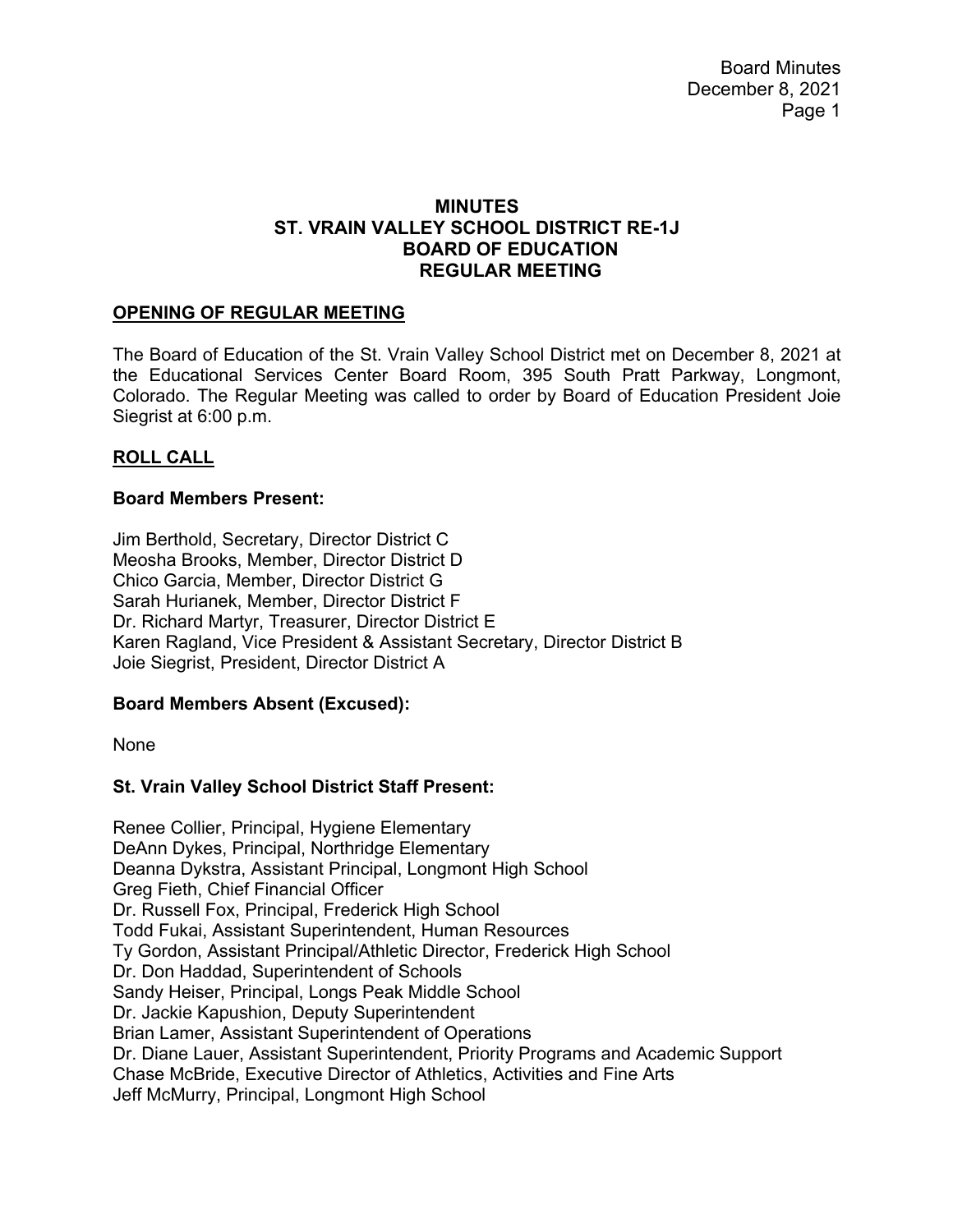# MINUTES
# ST. VRAIN VALLEY SCHOOL DISTRICT RE-1J
# BOARD OF EDUCATION
# REGULAR MEETING

## OPENING OF REGULAR MEETING

The Board of Education of the St. Vrain Valley School District met on December 8, 2021 at the Educational Services Center Board Room, 395 South Pratt Parkway, Longmont, Colorado. The Regular Meeting was called to order by Board of Education President Joie Siegrist at 6:00 p.m.

## ROLL CALL

### Board Members Present:

Jim Berthold, Secretary, Director District C
Meosha Brooks, Member, Director District D
Chico Garcia, Member, Director District G
Sarah Hurianek, Member, Director District F
Dr. Richard Martyr, Treasurer, Director District E
Karen Ragland, Vice President & Assistant Secretary, Director District B
Joie Siegrist, President, Director District A

### Board Members Absent (Excused):

None

### St. Vrain Valley School District Staff Present:

Renee Collier, Principal, Hygiene Elementary
DeAnn Dykes, Principal, Northridge Elementary
Deanna Dykstra, Assistant Principal, Longmont High School
Greg Fieth, Chief Financial Officer
Dr. Russell Fox, Principal, Frederick High School
Todd Fukai, Assistant Superintendent, Human Resources
Ty Gordon, Assistant Principal/Athletic Director, Frederick High School
Dr. Don Haddad, Superintendent of Schools
Sandy Heiser, Principal, Longs Peak Middle School
Dr. Jackie Kapushion, Deputy Superintendent
Brian Lamer, Assistant Superintendent of Operations
Dr. Diane Lauer, Assistant Superintendent, Priority Programs and Academic Support
Chase McBride, Executive Director of Athletics, Activities and Fine Arts
Jeff McMurry, Principal, Longmont High School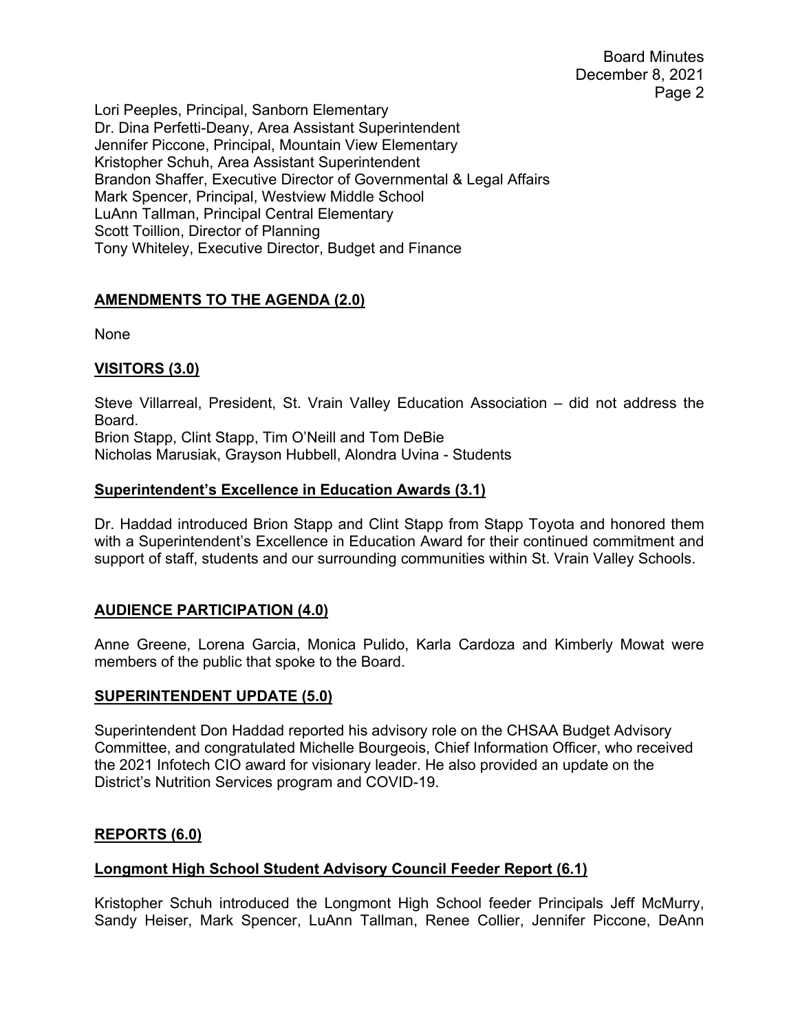Lori Peeples, Principal, Sanborn Elementary
Dr. Dina Perfetti-Deany, Area Assistant Superintendent
Jennifer Piccone, Principal, Mountain View Elementary
Kristopher Schuh, Area Assistant Superintendent
Brandon Shaffer, Executive Director of Governmental & Legal Affairs
Mark Spencer, Principal, Westview Middle School
LuAnn Tallman, Principal Central Elementary
Scott Toillion, Director of Planning
Tony Whiteley, Executive Director, Budget and Finance

## AMENDMENTS TO THE AGENDA (2.0)

None

## VISITORS (3.0)

Steve Villarreal, President, St. Vrain Valley Education Association – did not address the Board.
Brion Stapp, Clint Stapp, Tim O'Neill and Tom DeBie
Nicholas Marusiak, Grayson Hubbell, Alondra Uvina - Students

### Superintendent's Excellence in Education Awards (3.1)

Dr. Haddad introduced Brion Stapp and Clint Stapp from Stapp Toyota and honored them with a Superintendent's Excellence in Education Award for their continued commitment and support of staff, students and our surrounding communities within St. Vrain Valley Schools.

## AUDIENCE PARTICIPATION (4.0)

Anne Greene, Lorena Garcia, Monica Pulido, Karla Cardoza and Kimberly Mowat were members of the public that spoke to the Board.

## SUPERINTENDENT UPDATE (5.0)

Superintendent Don Haddad reported his advisory role on the CHSAA Budget Advisory Committee, and congratulated Michelle Bourgeois, Chief Information Officer, who received the 2021 Infotech CIO award for visionary leader. He also provided an update on the District's Nutrition Services program and COVID-19.

## REPORTS (6.0)

### Longmont High School Student Advisory Council Feeder Report (6.1)

Kristopher Schuh introduced the Longmont High School feeder Principals Jeff McMurry, Sandy Heiser, Mark Spencer, LuAnn Tallman, Renee Collier, Jennifer Piccone, DeAnn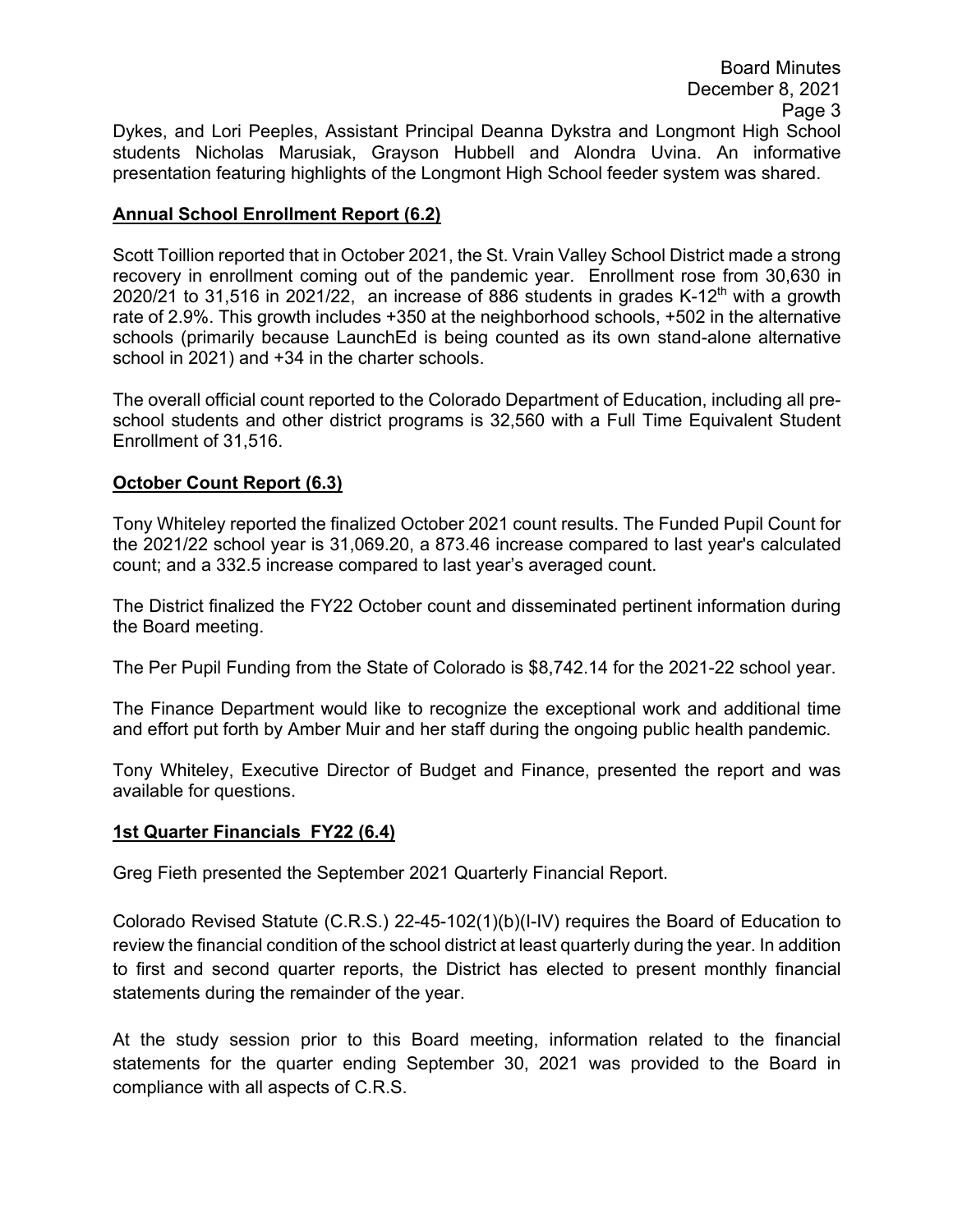Dykes, and Lori Peeples, Assistant Principal Deanna Dykstra and Longmont High School students Nicholas Marusiak, Grayson Hubbell and Alondra Uvina. An informative presentation featuring highlights of the Longmont High School feeder system was shared.

**Annual School Enrollment Report (6.2)**

Scott Toillion reported that in October 2021, the St. Vrain Valley School District made a strong recovery in enrollment coming out of the pandemic year. Enrollment rose from 30,630 in 2020/21 to 31,516 in 2021/22, an increase of 886 students in grades K-12th with a growth rate of 2.9%. This growth includes +350 at the neighborhood schools, +502 in the alternative schools (primarily because LaunchEd is being counted as its own stand-alone alternative school in 2021) and +34 in the charter schools.

The overall official count reported to the Colorado Department of Education, including all pre-school students and other district programs is 32,560 with a Full Time Equivalent Student Enrollment of 31,516.

**October Count Report (6.3)**

Tony Whiteley reported the finalized October 2021 count results. The Funded Pupil Count for the 2021/22 school year is 31,069.20, a 873.46 increase compared to last year's calculated count; and a 332.5 increase compared to last year's averaged count.

The District finalized the FY22 October count and disseminated pertinent information during the Board meeting.

The Per Pupil Funding from the State of Colorado is $8,742.14 for the 2021-22 school year.

The Finance Department would like to recognize the exceptional work and additional time and effort put forth by Amber Muir and her staff during the ongoing public health pandemic.

Tony Whiteley, Executive Director of Budget and Finance, presented the report and was available for questions.

**1st Quarter Financials FY22 (6.4)**

Greg Fieth presented the September 2021 Quarterly Financial Report.

Colorado Revised Statute (C.R.S.) 22-45-102(1)(b)(I-IV) requires the Board of Education to review the financial condition of the school district at least quarterly during the year. In addition to first and second quarter reports, the District has elected to present monthly financial statements during the remainder of the year.

At the study session prior to this Board meeting, information related to the financial statements for the quarter ending September 30, 2021 was provided to the Board in compliance with all aspects of C.R.S.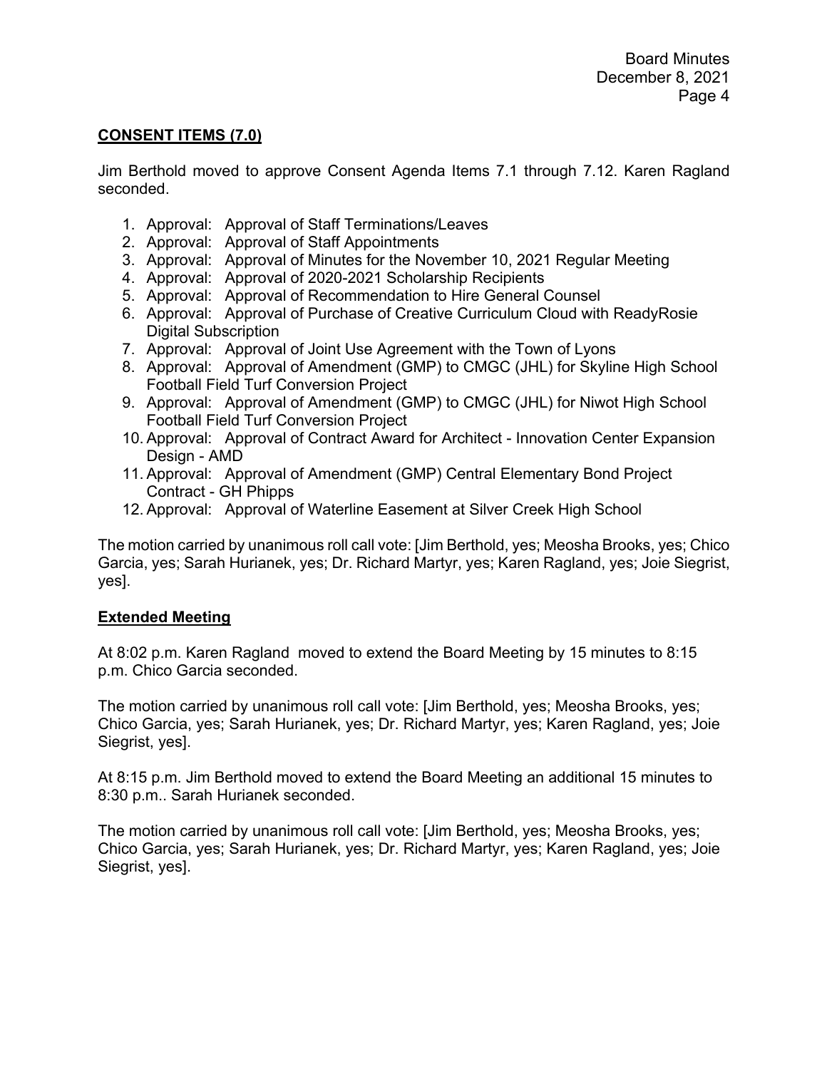## CONSENT ITEMS (7.0)

Jim Berthold moved to approve Consent Agenda Items 7.1 through 7.12. Karen Ragland seconded.

1. Approval: Approval of Staff Terminations/Leaves
2. Approval: Approval of Staff Appointments
3. Approval: Approval of Minutes for the November 10, 2021 Regular Meeting
4. Approval: Approval of 2020-2021 Scholarship Recipients
5. Approval: Approval of Recommendation to Hire General Counsel
6. Approval: Approval of Purchase of Creative Curriculum Cloud with ReadyRosie Digital Subscription
7. Approval: Approval of Joint Use Agreement with the Town of Lyons
8. Approval: Approval of Amendment (GMP) to CMGC (JHL) for Skyline High School Football Field Turf Conversion Project
9. Approval: Approval of Amendment (GMP) to CMGC (JHL) for Niwot High School Football Field Turf Conversion Project
10. Approval: Approval of Contract Award for Architect - Innovation Center Expansion Design - AMD
11. Approval: Approval of Amendment (GMP) Central Elementary Bond Project Contract - GH Phipps
12. Approval: Approval of Waterline Easement at Silver Creek High School

The motion carried by unanimous roll call vote: [Jim Berthold, yes; Meosha Brooks, yes; Chico Garcia, yes; Sarah Hurianek, yes; Dr. Richard Martyr, yes; Karen Ragland, yes; Joie Siegrist, yes].

## Extended Meeting

At 8:02 p.m. Karen Ragland moved to extend the Board Meeting by 15 minutes to 8:15 p.m. Chico Garcia seconded.

The motion carried by unanimous roll call vote: [Jim Berthold, yes; Meosha Brooks, yes; Chico Garcia, yes; Sarah Hurianek, yes; Dr. Richard Martyr, yes; Karen Ragland, yes; Joie Siegrist, yes].

At 8:15 p.m. Jim Berthold moved to extend the Board Meeting an additional 15 minutes to 8:30 p.m.. Sarah Hurianek seconded.

The motion carried by unanimous roll call vote: [Jim Berthold, yes; Meosha Brooks, yes; Chico Garcia, yes; Sarah Hurianek, yes; Dr. Richard Martyr, yes; Karen Ragland, yes; Joie Siegrist, yes].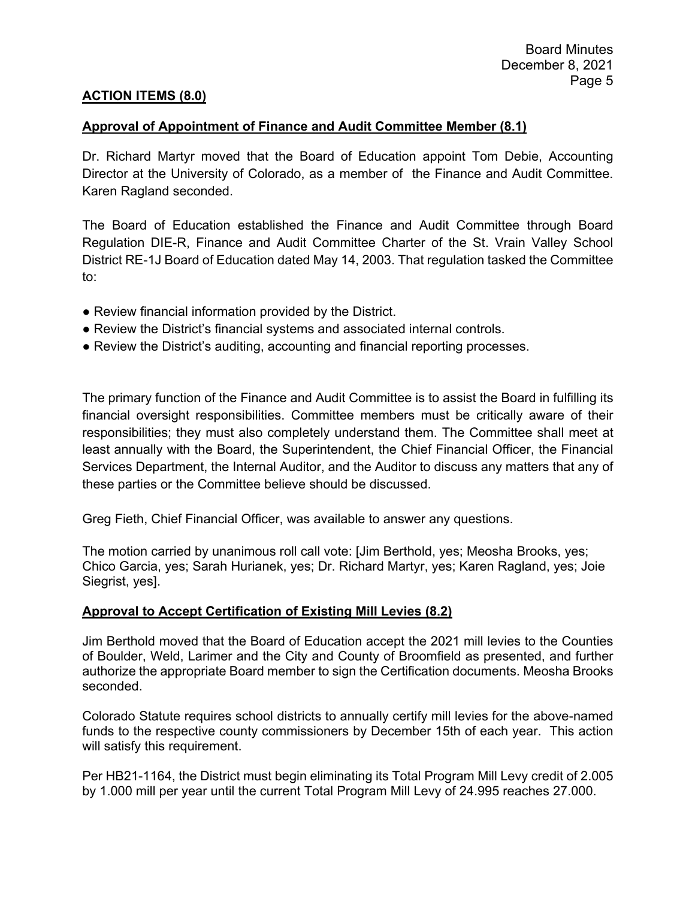## **ACTION ITEMS (8.0)**

### **Approval of Appointment of Finance and Audit Committee Member (8.1)**

Dr. Richard Martyr moved that the Board of Education appoint Tom Debie, Accounting Director at the University of Colorado, as a member of the Finance and Audit Committee. Karen Ragland seconded.

The Board of Education established the Finance and Audit Committee through Board Regulation DIE-R, Finance and Audit Committee Charter of the St. Vrain Valley School District RE-1J Board of Education dated May 14, 2003. That regulation tasked the Committee to:

- Review financial information provided by the District.
- Review the District's financial systems and associated internal controls.
- Review the District's auditing, accounting and financial reporting processes.

The primary function of the Finance and Audit Committee is to assist the Board in fulfilling its financial oversight responsibilities. Committee members must be critically aware of their responsibilities; they must also completely understand them. The Committee shall meet at least annually with the Board, the Superintendent, the Chief Financial Officer, the Financial Services Department, the Internal Auditor, and the Auditor to discuss any matters that any of these parties or the Committee believe should be discussed.

Greg Fieth, Chief Financial Officer, was available to answer any questions.

The motion carried by unanimous roll call vote: [Jim Berthold, yes; Meosha Brooks, yes; Chico Garcia, yes; Sarah Hurianek, yes; Dr. Richard Martyr, yes; Karen Ragland, yes; Joie Siegrist, yes].

### **Approval to Accept Certification of Existing Mill Levies (8.2)**

Jim Berthold moved that the Board of Education accept the 2021 mill levies to the Counties of Boulder, Weld, Larimer and the City and County of Broomfield as presented, and further authorize the appropriate Board member to sign the Certification documents. Meosha Brooks seconded.

Colorado Statute requires school districts to annually certify mill levies for the above-named funds to the respective county commissioners by December 15th of each year. This action will satisfy this requirement.

Per HB21-1164, the District must begin eliminating its Total Program Mill Levy credit of 2.005 by 1.000 mill per year until the current Total Program Mill Levy of 24.995 reaches 27.000.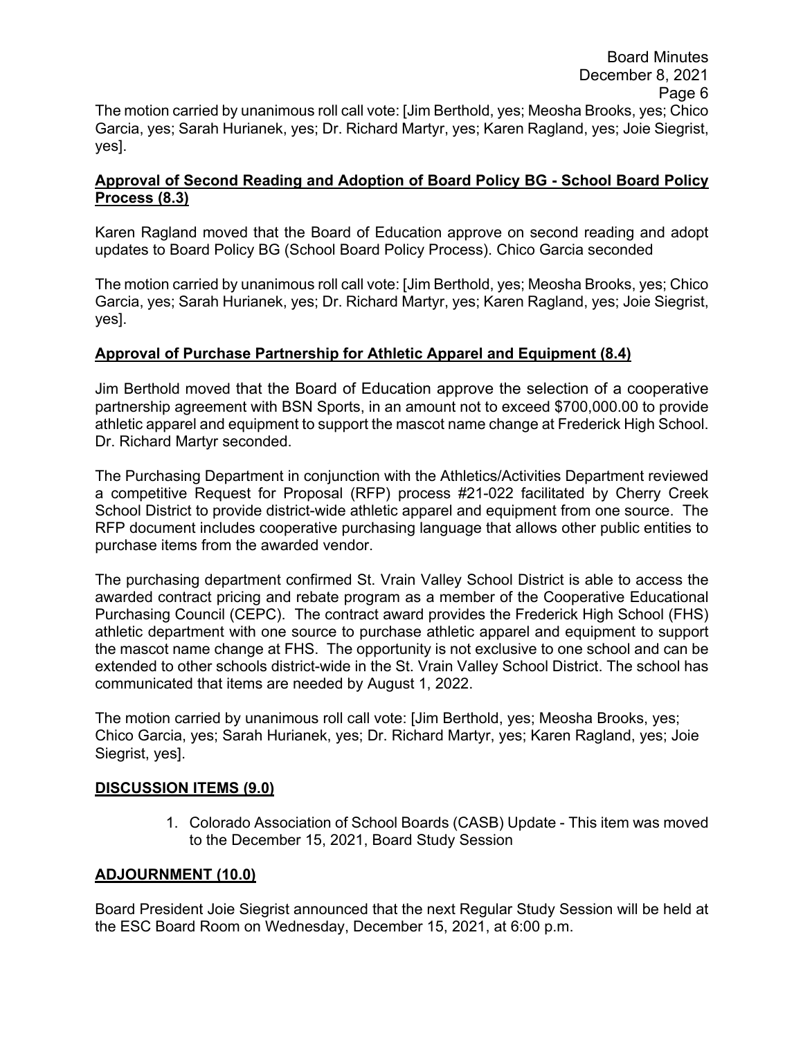The motion carried by unanimous roll call vote: [Jim Berthold, yes; Meosha Brooks, yes; Chico Garcia, yes; Sarah Hurianek, yes; Dr. Richard Martyr, yes; Karen Ragland, yes; Joie Siegrist, yes].

**Approval of Second Reading and Adoption of Board Policy BG - School Board Policy Process (8.3)**

Karen Ragland moved that the Board of Education approve on second reading and adopt updates to Board Policy BG (School Board Policy Process). Chico Garcia seconded

The motion carried by unanimous roll call vote: [Jim Berthold, yes; Meosha Brooks, yes; Chico Garcia, yes; Sarah Hurianek, yes; Dr. Richard Martyr, yes; Karen Ragland, yes; Joie Siegrist, yes].

**Approval of Purchase Partnership for Athletic Apparel and Equipment (8.4)**

Jim Berthold moved that the Board of Education approve the selection of a cooperative partnership agreement with BSN Sports, in an amount not to exceed $700,000.00 to provide athletic apparel and equipment to support the mascot name change at Frederick High School. Dr. Richard Martyr seconded.

The Purchasing Department in conjunction with the Athletics/Activities Department reviewed a competitive Request for Proposal (RFP) process #21-022 facilitated by Cherry Creek School District to provide district-wide athletic apparel and equipment from one source. The RFP document includes cooperative purchasing language that allows other public entities to purchase items from the awarded vendor.

The purchasing department confirmed St. Vrain Valley School District is able to access the awarded contract pricing and rebate program as a member of the Cooperative Educational Purchasing Council (CEPC). The contract award provides the Frederick High School (FHS) athletic department with one source to purchase athletic apparel and equipment to support the mascot name change at FHS. The opportunity is not exclusive to one school and can be extended to other schools district-wide in the St. Vrain Valley School District. The school has communicated that items are needed by August 1, 2022.

The motion carried by unanimous roll call vote: [Jim Berthold, yes; Meosha Brooks, yes; Chico Garcia, yes; Sarah Hurianek, yes; Dr. Richard Martyr, yes; Karen Ragland, yes; Joie Siegrist, yes].

**DISCUSSION ITEMS (9.0)**

1. Colorado Association of School Boards (CASB) Update - This item was moved to the December 15, 2021, Board Study Session

**ADJOURNMENT (10.0)**

Board President Joie Siegrist announced that the next Regular Study Session will be held at the ESC Board Room on Wednesday, December 15, 2021, at 6:00 p.m.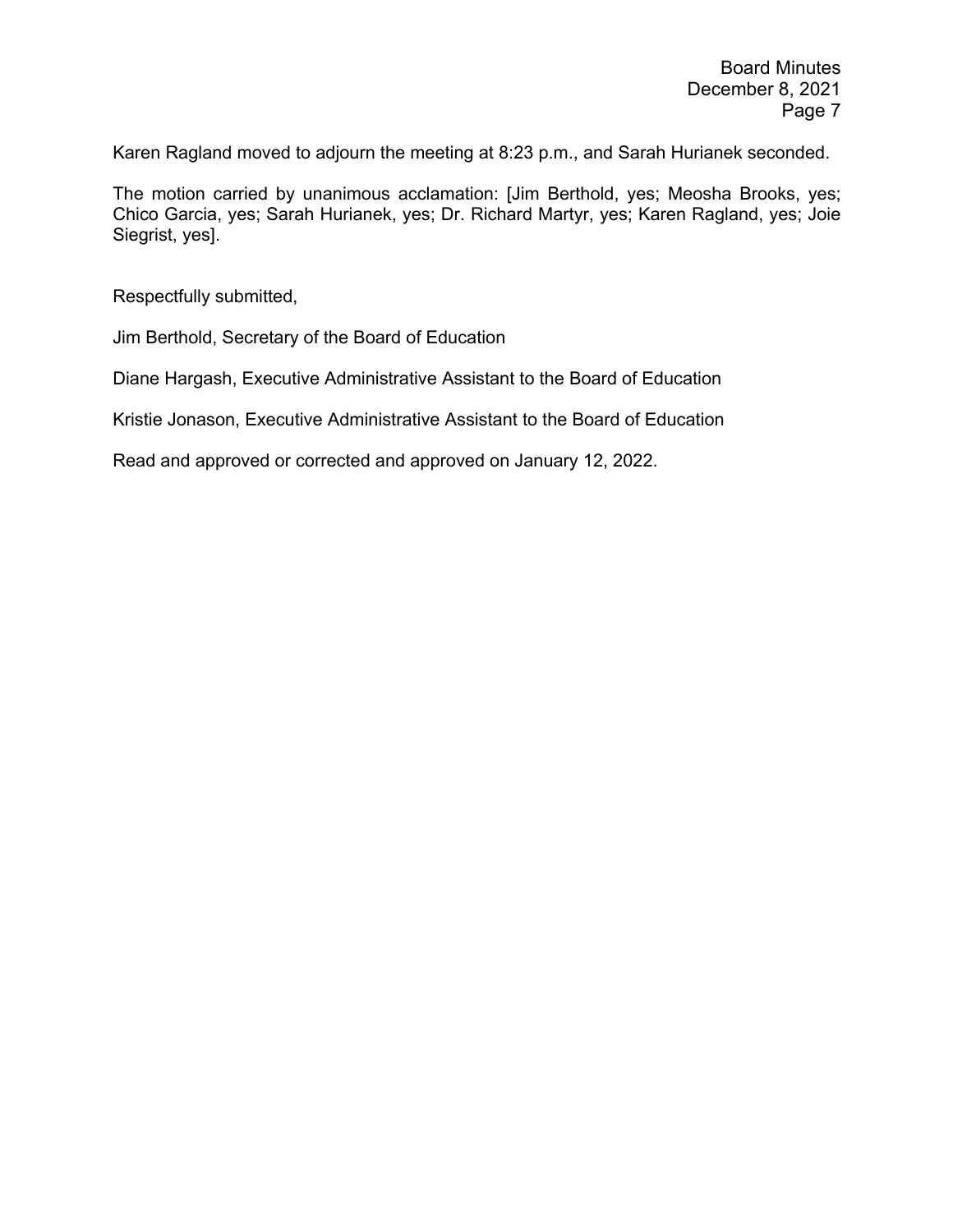Karen Ragland moved to adjourn the meeting at 8:23 p.m., and Sarah Hurianek seconded.

The motion carried by unanimous acclamation: [Jim Berthold, yes; Meosha Brooks, yes; Chico Garcia, yes; Sarah Hurianek, yes; Dr. Richard Martyr, yes; Karen Ragland, yes; Joie Siegrist, yes].

Respectfully submitted,

Jim Berthold, Secretary of the Board of Education

Diane Hargash, Executive Administrative Assistant to the Board of Education

Kristie Jonason, Executive Administrative Assistant to the Board of Education

Read and approved or corrected and approved on January 12, 2022.